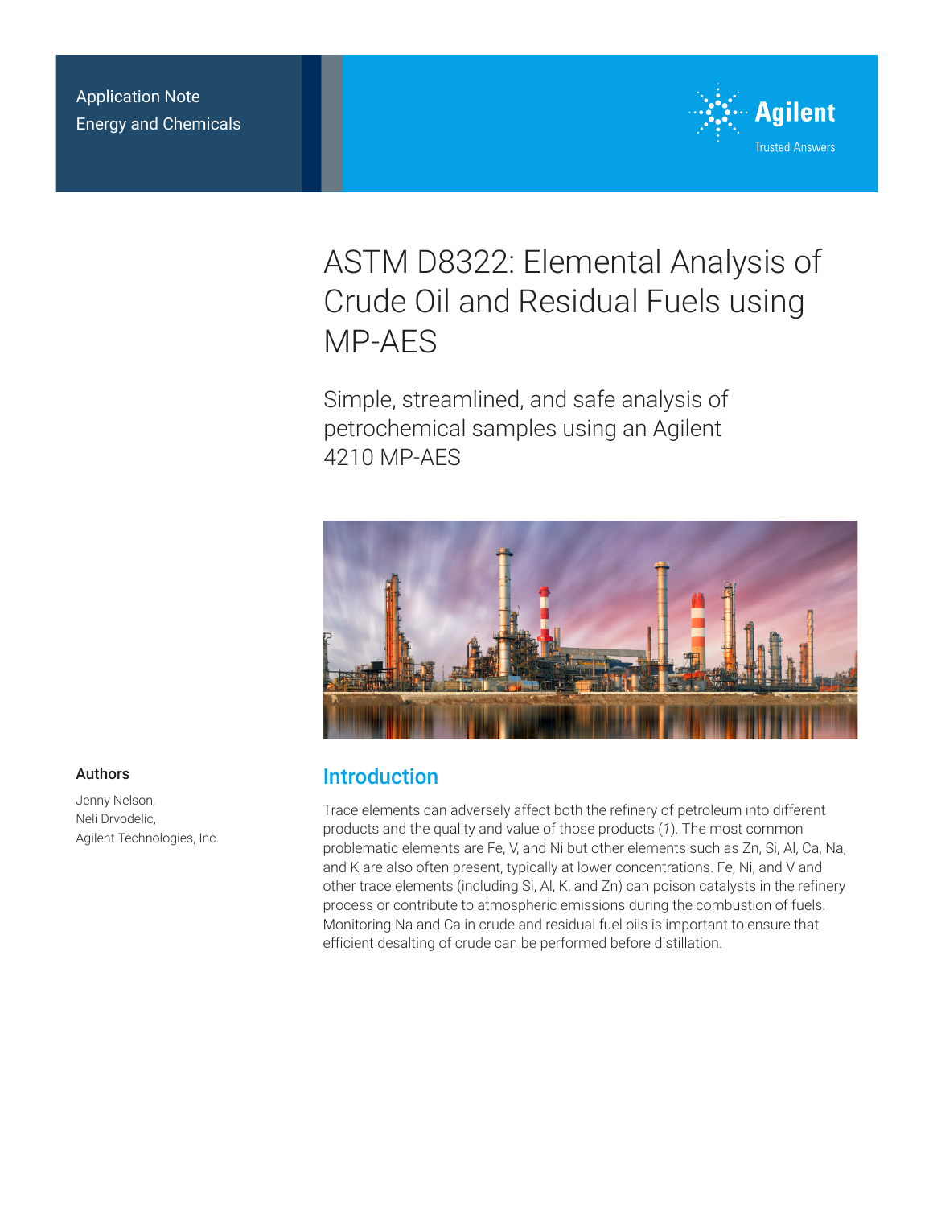Application Note
Energy and Chemicals

# ASTM D8322: Elemental Analysis of Crude Oil and Residual Fuels using MP-AES

## Simple, streamlined, and safe analysis of petrochemical samples using an Agilent 4210 MP-AES

### Authors

Jenny Nelson,
Neli Drvodelic,
Agilent Technologies, Inc.

## Introduction

Trace elements can adversely affect both the refinery of petroleum into different products and the quality and value of those products (*1*). The most common problematic elements are Fe, V, and Ni but other elements such as Zn, Si, Al, Ca, Na, and K are also often present, typically at lower concentrations. Fe, Ni, and V and other trace elements (including Si, Al, K, and Zn) can poison catalysts in the refinery process or contribute to atmospheric emissions during the combustion of fuels. Monitoring Na and Ca in crude and residual fuel oils is important to ensure that efficient desalting of crude can be performed before distillation.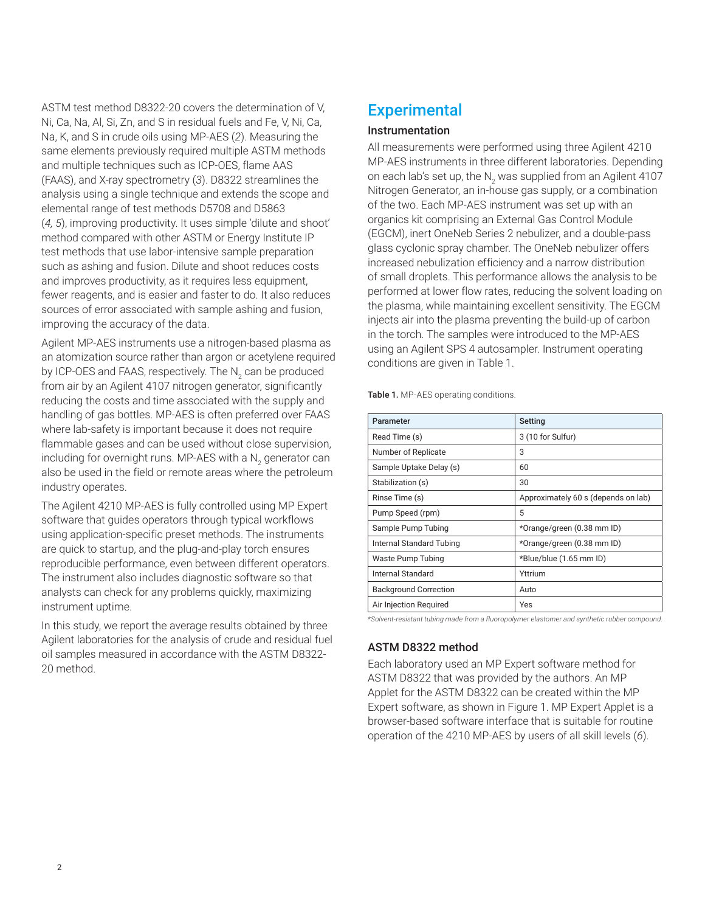ASTM test method D8322-20 covers the determination of V, Ni, Ca, Na, Al, Si, Zn, and S in residual fuels and Fe, V, Ni, Ca, Na, K, and S in crude oils using MP-AES (*2*). Measuring the same elements previously required multiple ASTM methods and multiple techniques such as ICP-OES, flame AAS (FAAS), and X-ray spectrometry (*3*). D8322 streamlines the analysis using a single technique and extends the scope and elemental range of test methods D5708 and D5863 (*4, 5*), improving productivity. It uses simple 'dilute and shoot' method compared with other ASTM or Energy Institute IP test methods that use labor-intensive sample preparation such as ashing and fusion. Dilute and shoot reduces costs and improves productivity, as it requires less equipment, fewer reagents, and is easier and faster to do. It also reduces sources of error associated with sample ashing and fusion, improving the accuracy of the data.

Agilent MP-AES instruments use a nitrogen-based plasma as an atomization source rather than argon or acetylene required by ICP-OES and FAAS, respectively. The $N_2$ can be produced from air by an Agilent 4107 nitrogen generator, significantly reducing the costs and time associated with the supply and handling of gas bottles. MP-AES is often preferred over FAAS where lab-safety is important because it does not require flammable gases and can be used without close supervision, including for overnight runs. MP-AES with a $N_2$ generator can also be used in the field or remote areas where the petroleum industry operates.

The Agilent 4210 MP-AES is fully controlled using MP Expert software that guides operators through typical workflows using application-specific preset methods. The instruments are quick to startup, and the plug-and-play torch ensures reproducible performance, even between different operators. The instrument also includes diagnostic software so that analysts can check for any problems quickly, maximizing instrument uptime.

In this study, we report the average results obtained by three Agilent laboratories for the analysis of crude and residual fuel oil samples measured in accordance with the ASTM D8322-20 method.

## Experimental

### Instrumentation

All measurements were performed using three Agilent 4210 MP-AES instruments in three different laboratories. Depending on each lab's set up, the $N_2$ was supplied from an Agilent 4107 Nitrogen Generator, an in-house gas supply, or a combination of the two. Each MP-AES instrument was set up with an organics kit comprising an External Gas Control Module (EGCM), inert OneNeb Series 2 nebulizer, and a double-pass glass cyclonic spray chamber. The OneNeb nebulizer offers increased nebulization efficiency and a narrow distribution of small droplets. This performance allows the analysis to be performed at lower flow rates, reducing the solvent loading on the plasma, while maintaining excellent sensitivity. The EGCM injects air into the plasma preventing the build-up of carbon in the torch. The samples were introduced to the MP-AES using an Agilent SPS 4 autosampler. Instrument operating conditions are given in Table 1.

**Table 1.** MP-AES operating conditions.

| Parameter | Setting |
|---|---|
| Read Time (s) | 3 (10 for Sulfur) |
| Number of Replicate | 3 |
| Sample Uptake Delay (s) | 60 |
| Stabilization (s) | 30 |
| Rinse Time (s) | Approximately 60 s (depends on lab) |
| Pump Speed (rpm) | 5 |
| Sample Pump Tubing | *Orange/green (0.38 mm ID) |
| Internal Standard Tubing | *Orange/green (0.38 mm ID) |
| Waste Pump Tubing | *Blue/blue (1.65 mm ID) |
| Internal Standard | Yttrium |
| Background Correction | Auto |
| Air Injection Required | Yes |

*\*Solvent-resistant tubing made from a fluoropolymer elastomer and synthetic rubber compound.*

### ASTM D8322 method

Each laboratory used an MP Expert software method for ASTM D8322 that was provided by the authors. An MP Applet for the ASTM D8322 can be created within the MP Expert software, as shown in Figure 1. MP Expert Applet is a browser-based software interface that is suitable for routine operation of the 4210 MP-AES by users of all skill levels (*6*).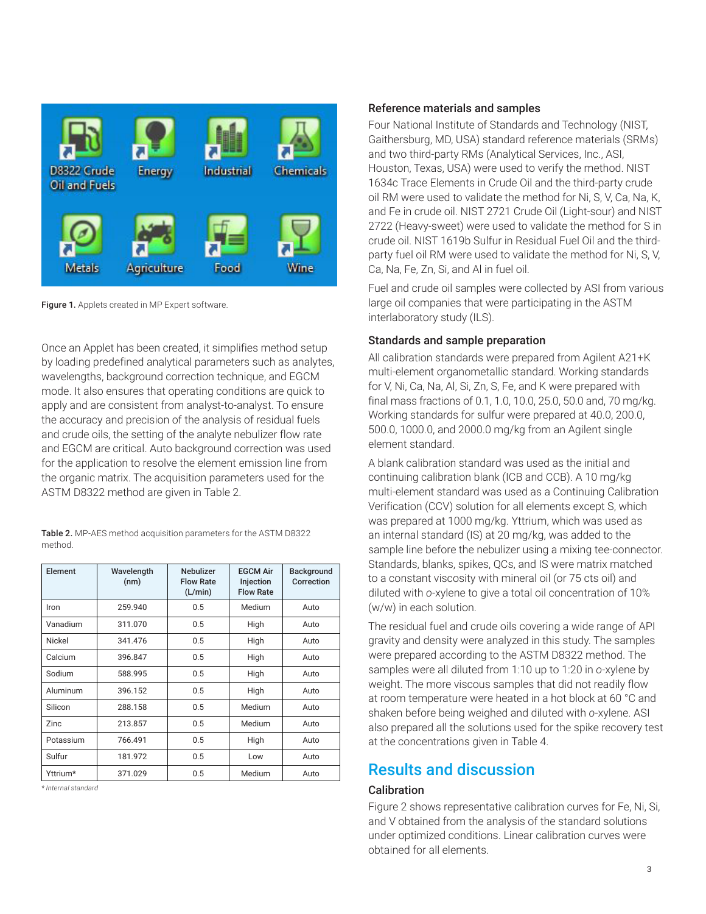Figure 1. Applets created in MP Expert software.

Once an Applet has been created, it simplifies method setup by loading predefined analytical parameters such as analytes, wavelengths, background correction technique, and EGCM mode. It also ensures that operating conditions are quick to apply and are consistent from analyst-to-analyst. To ensure the accuracy and precision of the analysis of residual fuels and crude oils, the setting of the analyte nebulizer flow rate and EGCM are critical. Auto background correction was used for the application to resolve the element emission line from the organic matrix. The acquisition parameters used for the ASTM D8322 method are given in Table 2.

**Table 2.** MP-AES method acquisition parameters for the ASTM D8322 method.

| Element | Wavelength (nm) | Nebulizer Flow Rate (L/min) | EGCM Air Injection Flow Rate | Background Correction |
|---|---|---|---|---|
| Iron | 259.940 | 0.5 | Medium | Auto |
| Vanadium | 311.070 | 0.5 | High | Auto |
| Nickel | 341.476 | 0.5 | High | Auto |
| Calcium | 396.847 | 0.5 | High | Auto |
| Sodium | 588.995 | 0.5 | High | Auto |
| Aluminum | 396.152 | 0.5 | High | Auto |
| Silicon | 288.158 | 0.5 | Medium | Auto |
| Zinc | 213.857 | 0.5 | Medium | Auto |
| Potassium | 766.491 | 0.5 | High | Auto |
| Sulfur | 181.972 | 0.5 | Low | Auto |
| Yttrium* | 371.029 | 0.5 | Medium | Auto |

*\* Internal standard*

### Reference materials and samples

Four National Institute of Standards and Technology (NIST, Gaithersburg, MD, USA) standard reference materials (SRMs) and two third-party RMs (Analytical Services, Inc., ASI, Houston, Texas, USA) were used to verify the method. NIST 1634c Trace Elements in Crude Oil and the third-party crude oil RM were used to validate the method for Ni, S, V, Ca, Na, K, and Fe in crude oil. NIST 2721 Crude Oil (Light-sour) and NIST 2722 (Heavy-sweet) were used to validate the method for S in crude oil. NIST 1619b Sulfur in Residual Fuel Oil and the third-party fuel oil RM were used to validate the method for Ni, S, V, Ca, Na, Fe, Zn, Si, and Al in fuel oil.

Fuel and crude oil samples were collected by ASI from various large oil companies that were participating in the ASTM interlaboratory study (ILS).

### Standards and sample preparation

All calibration standards were prepared from Agilent A21+K multi-element organometallic standard. Working standards for V, Ni, Ca, Na, Al, Si, Zn, S, Fe, and K were prepared with final mass fractions of 0.1, 1.0, 10.0, 25.0, 50.0 and, 70 mg/kg. Working standards for sulfur were prepared at 40.0, 200.0, 500.0, 1000.0, and 2000.0 mg/kg from an Agilent single element standard.

A blank calibration standard was used as the initial and continuing calibration blank (ICB and CCB). A 10 mg/kg multi-element standard was used as a Continuing Calibration Verification (CCV) solution for all elements except S, which was prepared at 1000 mg/kg. Yttrium, which was used as an internal standard (IS) at 20 mg/kg, was added to the sample line before the nebulizer using a mixing tee-connector. Standards, blanks, spikes, QCs, and IS were matrix matched to a constant viscosity with mineral oil (or 75 cts oil) and diluted with *o*-xylene to give a total oil concentration of 10% (w/w) in each solution.

The residual fuel and crude oils covering a wide range of API gravity and density were analyzed in this study. The samples were prepared according to the ASTM D8322 method. The samples were all diluted from 1:10 up to 1:20 in *o*-xylene by weight. The more viscous samples that did not readily flow at room temperature were heated in a hot block at 60 °C and shaken before being weighed and diluted with *o*-xylene. ASI also prepared all the solutions used for the spike recovery test at the concentrations given in Table 4.

## Results and discussion

### Calibration

Figure 2 shows representative calibration curves for Fe, Ni, Si, and V obtained from the analysis of the standard solutions under optimized conditions. Linear calibration curves were obtained for all elements.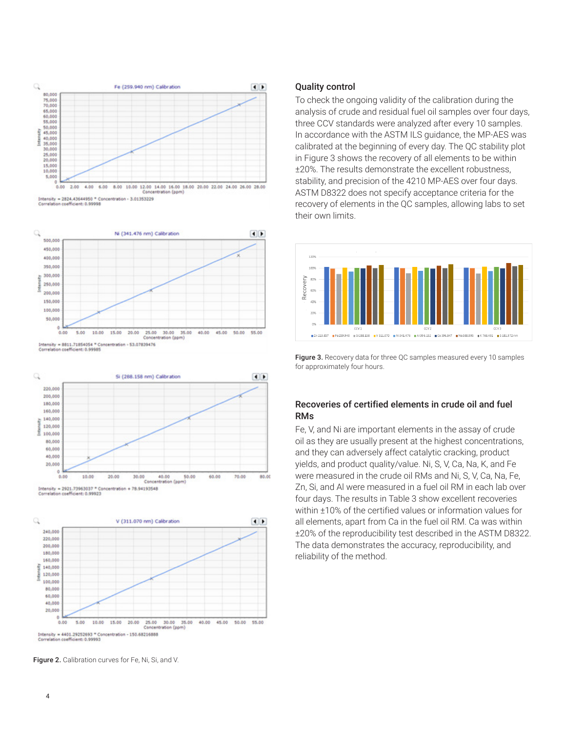Figure 2. Calibration curves for Fe, Ni, Si, and V.

## Quality control

To check the ongoing validity of the calibration during the analysis of crude and residual fuel oil samples over four days, three CCV standards were analyzed after every 10 samples. In accordance with the ASTM ILS guidance, the MP-AES was calibrated at the beginning of every day. The QC stability plot in Figure 3 shows the recovery of all elements to be within ±20%. The results demonstrate the excellent robustness, stability, and precision of the 4210 MP-AES over four days. ASTM D8322 does not specify acceptance criteria for the recovery of elements in the QC samples, allowing labs to set their own limits.

**Figure 3.** Recovery data for three QC samples measured every 10 samples for approximately four hours.

## Recoveries of certified elements in crude oil and fuel RMs

Fe, V, and Ni are important elements in the assay of crude oil as they are usually present at the highest concentrations, and they can adversely affect catalytic cracking, product yields, and product quality/value. Ni, S, V, Ca, Na, K, and Fe were measured in the crude oil RMs and Ni, S, V, Ca, Na, Fe, Zn, Si, and Al were measured in a fuel oil RM in each lab over four days. The results in Table 3 show excellent recoveries within ±10% of the certified values or information values for all elements, apart from Ca in the fuel oil RM. Ca was within ±20% of the reproducibility test described in the ASTM D8322. The data demonstrates the accuracy, reproducibility, and reliability of the method.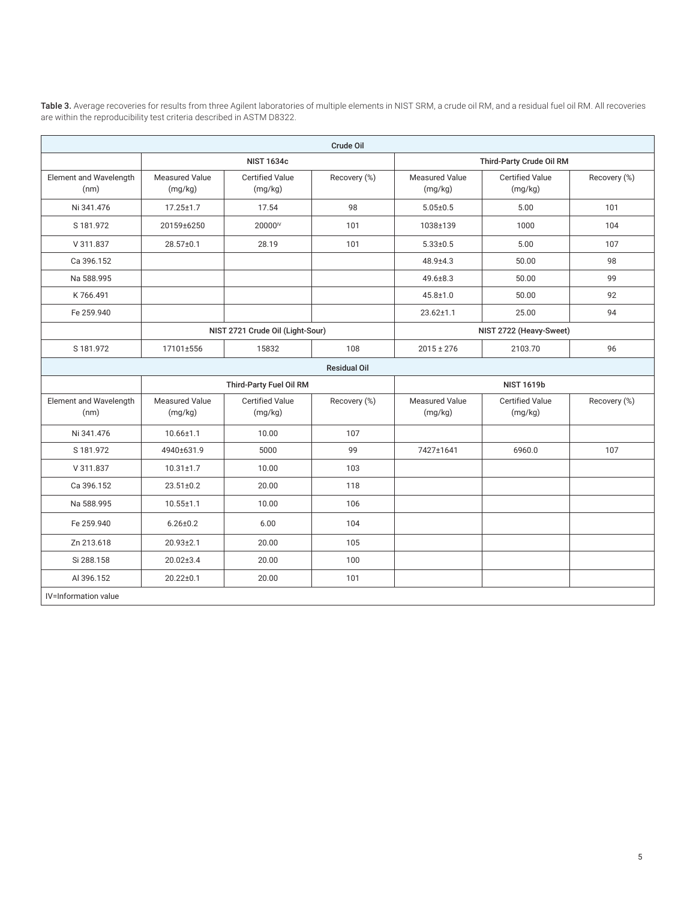**Table 3.** Average recoveries for results from three Agilent laboratories of multiple elements in NIST SRM, a crude oil RM, and a residual fuel oil RM. All recoveries are within the reproducibility test criteria described in ASTM D8322.

| Crude Oil | | | | | | |
|---|---|---|---|---|---|---|
| | NIST 1634c | | | Third-Party Crude Oil RM | | |
| Element and Wavelength (nm) | Measured Value (mg/kg) | Certified Value (mg/kg) | Recovery (%) | Measured Value (mg/kg) | Certified Value (mg/kg) | Recovery (%) |
| Ni 341.476 | 17.25±1.7 | 17.54 | 98 | 5.05±0.5 | 5.00 | 101 |
| S 181.972 | 20159±6250 | 20000[IV] | 101 | 1038±139 | 1000 | 104 |
| V 311.837 | 28.57±0.1 | 28.19 | 101 | 5.33±0.5 | 5.00 | 107 |
| Ca 396.152 | | | | 48.9±4.3 | 50.00 | 98 |
| Na 588.995 | | | | 49.6±8.3 | 50.00 | 99 |
| K 766.491 | | | | 45.8±1.0 | 50.00 | 92 |
| Fe 259.940 | | | | 23.62±1.1 | 25.00 | 94 |
| | NIST 2721 Crude Oil (Light-Sour) | | | NIST 2722 (Heavy-Sweet) | | |
| S 181.972 | 17101±556 | 15832 | 108 | 2015 ± 276 | 2103.70 | 96 |
| **Residual Oil** | | | | | | |
| | Third-Party Fuel Oil RM | | | NIST 1619b | | |
| Element and Wavelength (nm) | Measured Value (mg/kg) | Certified Value (mg/kg) | Recovery (%) | Measured Value (mg/kg) | Certified Value (mg/kg) | Recovery (%) |
| Ni 341.476 | 10.66±1.1 | 10.00 | 107 | | | |
| S 181.972 | 4940±631.9 | 5000 | 99 | 7427±1641 | 6960.0 | 107 |
| V 311.837 | 10.31±1.7 | 10.00 | 103 | | | |
| Ca 396.152 | 23.51±0.2 | 20.00 | 118 | | | |
| Na 588.995 | 10.55±1.1 | 10.00 | 106 | | | |
| Fe 259.940 | 6.26±0.2 | 6.00 | 104 | | | |
| Zn 213.618 | 20.93±2.1 | 20.00 | 105 | | | |
| Si 288.158 | 20.02±3.4 | 20.00 | 100 | | | |
| Al 396.152 | 20.22±0.1 | 20.00 | 101 | | | |
| IV=Information value | | | | | | |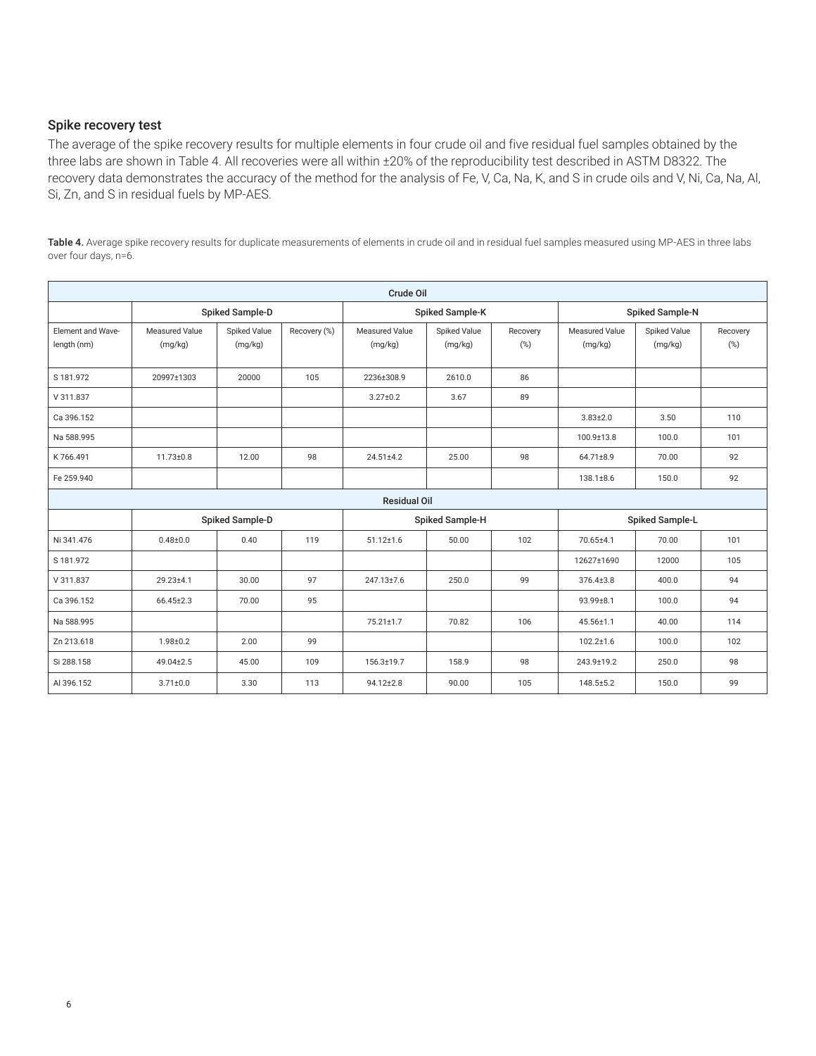## Spike recovery test

The average of the spike recovery results for multiple elements in four crude oil and five residual fuel samples obtained by the three labs are shown in Table 4. All recoveries were all within ±20% of the reproducibility test described in ASTM D8322. The recovery data demonstrates the accuracy of the method for the analysis of Fe, V, Ca, Na, K, and S in crude oils and V, Ni, Ca, Na, Al, Si, Zn, and S in residual fuels by MP-AES.

**Table 4.** Average spike recovery results for duplicate measurements of elements in crude oil and in residual fuel samples measured using MP-AES in three labs over four days, n=6.

| Crude Oil | | | | | | | | | |
|---|---|---|---|---|---|---|---|---|---|
| | Spiked Sample-D | | | Spiked Sample-K | | | Spiked Sample-N | | |
| Element and Wavelength (nm) | Measured Value (mg/kg) | Spiked Value (mg/kg) | Recovery (%) | Measured Value (mg/kg) | Spiked Value (mg/kg) | Recovery (%) | Measured Value (mg/kg) | Spiked Value (mg/kg) | Recovery (%) |
| S 181.972 | 20997±1303 | 20000 | 105 | 2236±308.9 | 2610.0 | 86 | | | |
| V 311.837 | | | | 3.27±0.2 | 3.67 | 89 | | | |
| Ca 396.152 | | | | | | | 3.83±2.0 | 3.50 | 110 |
| Na 588.995 | | | | | | | 100.9±13.8 | 100.0 | 101 |
| K 766.491 | 11.73±0.8 | 12.00 | 98 | 24.51±4.2 | 25.00 | 98 | 64.71±8.9 | 70.00 | 92 |
| Fe 259.940 | | | | | | | 138.1±8.6 | 150.0 | 92 |
| **Residual Oil** | | | | | | | | | |
| | Spiked Sample-D | | | Spiked Sample-H | | | Spiked Sample-L | | |
| Ni 341.476 | 0.48±0.0 | 0.40 | 119 | 51.12±1.6 | 50.00 | 102 | 70.65±4.1 | 70.00 | 101 |
| S 181.972 | | | | | | | 12627±1690 | 12000 | 105 |
| V 311.837 | 29.23±4.1 | 30.00 | 97 | 247.13±7.6 | 250.0 | 99 | 376.4±3.8 | 400.0 | 94 |
| Ca 396.152 | 66.45±2.3 | 70.00 | 95 | | | | 93.99±8.1 | 100.0 | 94 |
| Na 588.995 | | | | 75.21±1.7 | 70.82 | 106 | 45.56±1.1 | 40.00 | 114 |
| Zn 213.618 | 1.98±0.2 | 2.00 | 99 | | | | 102.2±1.6 | 100.0 | 102 |
| Si 288.158 | 49.04±2.5 | 45.00 | 109 | 156.3±19.7 | 158.9 | 98 | 243.9±19.2 | 250.0 | 98 |
| Al 396.152 | 3.71±0.0 | 3.30 | 113 | 94.12±2.8 | 90.00 | 105 | 148.5±5.2 | 150.0 | 99 |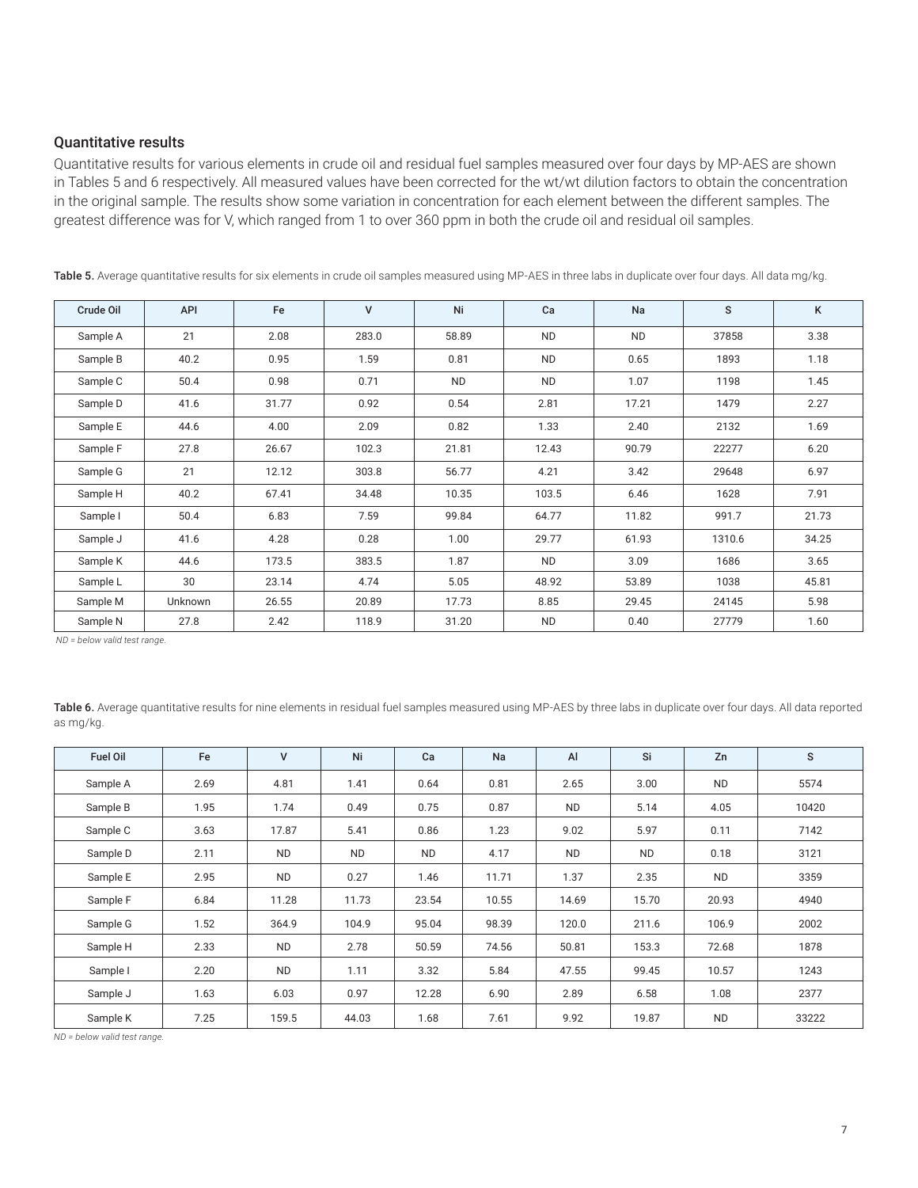### Quantitative results

Quantitative results for various elements in crude oil and residual fuel samples measured over four days by MP-AES are shown in Tables 5 and 6 respectively. All measured values have been corrected for the wt/wt dilution factors to obtain the concentration in the original sample. The results show some variation in concentration for each element between the different samples. The greatest difference was for V, which ranged from 1 to over 360 ppm in both the crude oil and residual oil samples.

**Table 5.** Average quantitative results for six elements in crude oil samples measured using MP-AES in three labs in duplicate over four days. All data mg/kg.

| Crude Oil | API | Fe | V | Ni | Ca | Na | S | K |
|---|---|---|---|---|---|---|---|---|
| Sample A | 21 | 2.08 | 283.0 | 58.89 | ND | ND | 37858 | 3.38 |
| Sample B | 40.2 | 0.95 | 1.59 | 0.81 | ND | 0.65 | 1893 | 1.18 |
| Sample C | 50.4 | 0.98 | 0.71 | ND | ND | 1.07 | 1198 | 1.45 |
| Sample D | 41.6 | 31.77 | 0.92 | 0.54 | 2.81 | 17.21 | 1479 | 2.27 |
| Sample E | 44.6 | 4.00 | 2.09 | 0.82 | 1.33 | 2.40 | 2132 | 1.69 |
| Sample F | 27.8 | 26.67 | 102.3 | 21.81 | 12.43 | 90.79 | 22277 | 6.20 |
| Sample G | 21 | 12.12 | 303.8 | 56.77 | 4.21 | 3.42 | 29648 | 6.97 |
| Sample H | 40.2 | 67.41 | 34.48 | 10.35 | 103.5 | 6.46 | 1628 | 7.91 |
| Sample I | 50.4 | 6.83 | 7.59 | 99.84 | 64.77 | 11.82 | 991.7 | 21.73 |
| Sample J | 41.6 | 4.28 | 0.28 | 1.00 | 29.77 | 61.93 | 1310.6 | 34.25 |
| Sample K | 44.6 | 173.5 | 383.5 | 1.87 | ND | 3.09 | 1686 | 3.65 |
| Sample L | 30 | 23.14 | 4.74 | 5.05 | 48.92 | 53.89 | 1038 | 45.81 |
| Sample M | Unknown | 26.55 | 20.89 | 17.73 | 8.85 | 29.45 | 24145 | 5.98 |
| Sample N | 27.8 | 2.42 | 118.9 | 31.20 | ND | 0.40 | 27779 | 1.60 |

*ND = below valid test range.*

**Table 6.** Average quantitative results for nine elements in residual fuel samples measured using MP-AES by three labs in duplicate over four days. All data reported as mg/kg.

| Fuel Oil | Fe | V | Ni | Ca | Na | Al | Si | Zn | S |
|---|---|---|---|---|---|---|---|---|---|
| Sample A | 2.69 | 4.81 | 1.41 | 0.64 | 0.81 | 2.65 | 3.00 | ND | 5574 |
| Sample B | 1.95 | 1.74 | 0.49 | 0.75 | 0.87 | ND | 5.14 | 4.05 | 10420 |
| Sample C | 3.63 | 17.87 | 5.41 | 0.86 | 1.23 | 9.02 | 5.97 | 0.11 | 7142 |
| Sample D | 2.11 | ND | ND | ND | 4.17 | ND | ND | 0.18 | 3121 |
| Sample E | 2.95 | ND | 0.27 | 1.46 | 11.71 | 1.37 | 2.35 | ND | 3359 |
| Sample F | 6.84 | 11.28 | 11.73 | 23.54 | 10.55 | 14.69 | 15.70 | 20.93 | 4940 |
| Sample G | 1.52 | 364.9 | 104.9 | 95.04 | 98.39 | 120.0 | 211.6 | 106.9 | 2002 |
| Sample H | 2.33 | ND | 2.78 | 50.59 | 74.56 | 50.81 | 153.3 | 72.68 | 1878 |
| Sample I | 2.20 | ND | 1.11 | 3.32 | 5.84 | 47.55 | 99.45 | 10.57 | 1243 |
| Sample J | 1.63 | 6.03 | 0.97 | 12.28 | 6.90 | 2.89 | 6.58 | 1.08 | 2377 |
| Sample K | 7.25 | 159.5 | 44.03 | 1.68 | 7.61 | 9.92 | 19.87 | ND | 33222 |

*ND = below valid test range.*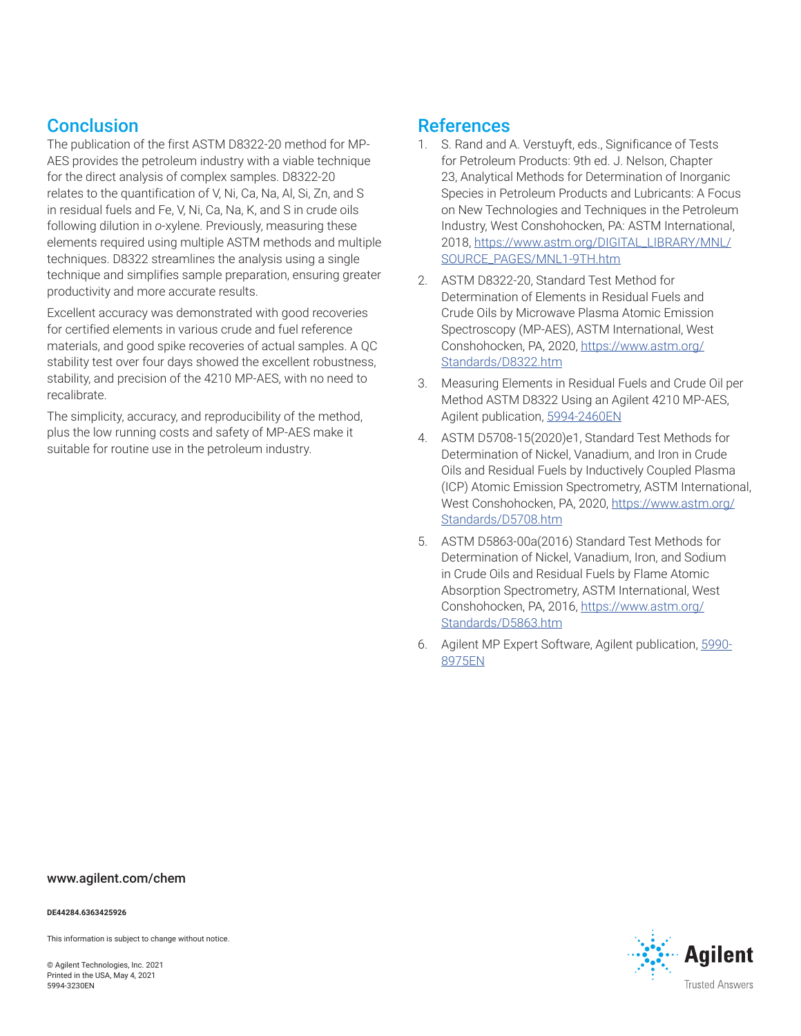## Conclusion

The publication of the first ASTM D8322-20 method for MP-AES provides the petroleum industry with a viable technique for the direct analysis of complex samples. D8322-20 relates to the quantification of V, Ni, Ca, Na, Al, Si, Zn, and S in residual fuels and Fe, V, Ni, Ca, Na, K, and S in crude oils following dilution in *o*-xylene. Previously, measuring these elements required using multiple ASTM methods and multiple techniques. D8322 streamlines the analysis using a single technique and simplifies sample preparation, ensuring greater productivity and more accurate results.

Excellent accuracy was demonstrated with good recoveries for certified elements in various crude and fuel reference materials, and good spike recoveries of actual samples. A QC stability test over four days showed the excellent robustness, stability, and precision of the 4210 MP-AES, with no need to recalibrate.

The simplicity, accuracy, and reproducibility of the method, plus the low running costs and safety of MP-AES make it suitable for routine use in the petroleum industry.

## References

1. S. Rand and A. Verstuyft, eds., Significance of Tests for Petroleum Products: 9th ed. J. Nelson, Chapter 23, Analytical Methods for Determination of Inorganic Species in Petroleum Products and Lubricants: A Focus on New Technologies and Techniques in the Petroleum Industry, West Conshohocken, PA: ASTM International, 2018, https://www.astm.org/DIGITAL_LIBRARY/MNL/SOURCE_PAGES/MNL1-9TH.htm
2. ASTM D8322-20, Standard Test Method for Determination of Elements in Residual Fuels and Crude Oils by Microwave Plasma Atomic Emission Spectroscopy (MP-AES), ASTM International, West Conshohocken, PA, 2020, https://www.astm.org/Standards/D8322.htm
3. Measuring Elements in Residual Fuels and Crude Oil per Method ASTM D8322 Using an Agilent 4210 MP-AES, Agilent publication, 5994-2460EN
4. ASTM D5708-15(2020)e1, Standard Test Methods for Determination of Nickel, Vanadium, and Iron in Crude Oils and Residual Fuels by Inductively Coupled Plasma (ICP) Atomic Emission Spectrometry, ASTM International, West Conshohocken, PA, 2020, https://www.astm.org/Standards/D5708.htm
5. ASTM D5863-00a(2016) Standard Test Methods for Determination of Nickel, Vanadium, Iron, and Sodium in Crude Oils and Residual Fuels by Flame Atomic Absorption Spectrometry, ASTM International, West Conshohocken, PA, 2016, https://www.astm.org/Standards/D5863.htm
6. Agilent MP Expert Software, Agilent publication, 5990-8975EN

www.agilent.com/chem

DE44284.6363425926

This information is subject to change without notice.

© Agilent Technologies, Inc. 2021
Printed in the USA, May 4, 2021
5994-3230EN